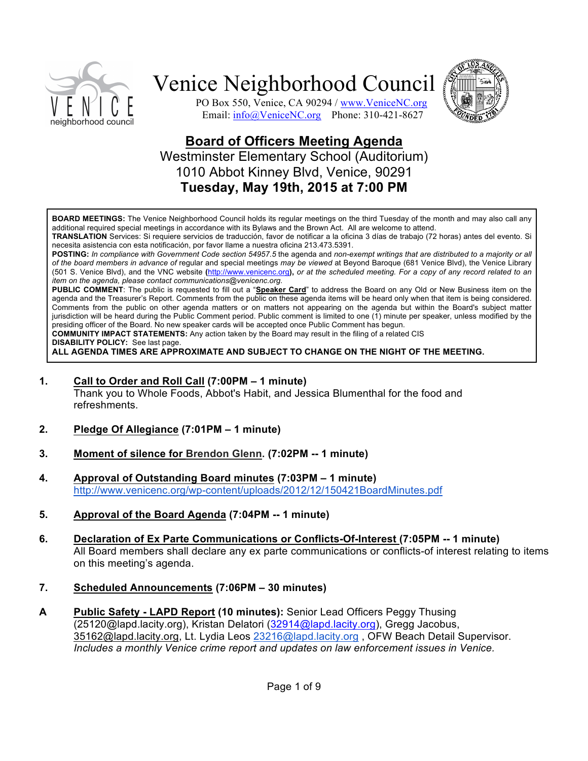# Venice Neighborhood Council

PO Box 550, Venice, CA 90294 / www.VeniceNC.org
Email: info@VeniceNC.org Phone: 310-421-8627

## Board of Officers Meeting Agenda

Westminster Elementary School (Auditorium)
1010 Abbot Kinney Blvd, Venice, 90291
**Tuesday, May 19th, 2015 at 7:00 PM**

**BOARD MEETINGS:** The Venice Neighborhood Council holds its regular meetings on the third Tuesday of the month and may also call any additional required special meetings in accordance with its Bylaws and the Brown Act. All are welcome to attend.
**TRANSLATION** Services: Si requiere servicios de traducción, favor de notificar a la oficina 3 días de trabajo (72 horas) antes del evento. Si necesita asistencia con esta notificación, por favor llame a nuestra oficina 213.473.5391.
**POSTING:** *In compliance with Government Code section 54957.5* the agenda and *non-exempt writings that are distributed to a majority or all of the board members in advance of* regular and special meetings *may be viewed* at Beyond Baroque (681 Venice Blvd), the Venice Library (501 S. Venice Blvd), and the VNC website (http://www.venicenc.org), *or at the scheduled meeting. For a copy of any record related to an item on the agenda, please contact communications@venicenc.org.*
**PUBLIC COMMENT**: The public is requested to fill out a "**Speaker Card**" to address the Board on any Old or New Business item on the agenda and the Treasurer's Report. Comments from the public on these agenda items will be heard only when that item is being considered. Comments from the public on other agenda matters or on matters not appearing on the agenda but within the Board's subject matter jurisdiction will be heard during the Public Comment period. Public comment is limited to one (1) minute per speaker, unless modified by the presiding officer of the Board. No new speaker cards will be accepted once Public Comment has begun.
**COMMUNITY IMPACT STATEMENTS:** Any action taken by the Board may result in the filing of a related CIS
**DISABILITY POLICY:** See last page.
**ALL AGENDA TIMES ARE APPROXIMATE AND SUBJECT TO CHANGE ON THE NIGHT OF THE MEETING.**

**1. Call to Order and Roll Call (7:00PM – 1 minute)**
Thank you to Whole Foods, Abbot's Habit, and Jessica Blumenthal for the food and refreshments.

**2. Pledge Of Allegiance (7:01PM – 1 minute)**

**3. Moment of silence for Brendon Glenn. (7:02PM -- 1 minute)**

**4. Approval of Outstanding Board minutes (7:03PM – 1 minute)**
http://www.venicenc.org/wp-content/uploads/2012/12/150421BoardMinutes.pdf

**5. Approval of the Board Agenda (7:04PM -- 1 minute)**

**6. Declaration of Ex Parte Communications or Conflicts-Of-Interest (7:05PM -- 1 minute)**
All Board members shall declare any ex parte communications or conflicts-of interest relating to items on this meeting's agenda.

**7. Scheduled Announcements (7:06PM – 30 minutes)**

**A Public Safety - LAPD Report (10 minutes):** Senior Lead Officers Peggy Thusing (25120@lapd.lacity.org), Kristan Delatori (32914@lapd.lacity.org), Gregg Jacobus, 35162@lapd.lacity.org, Lt. Lydia Leos 23216@lapd.lacity.org , OFW Beach Detail Supervisor.
*Includes a monthly Venice crime report and updates on law enforcement issues in Venice.*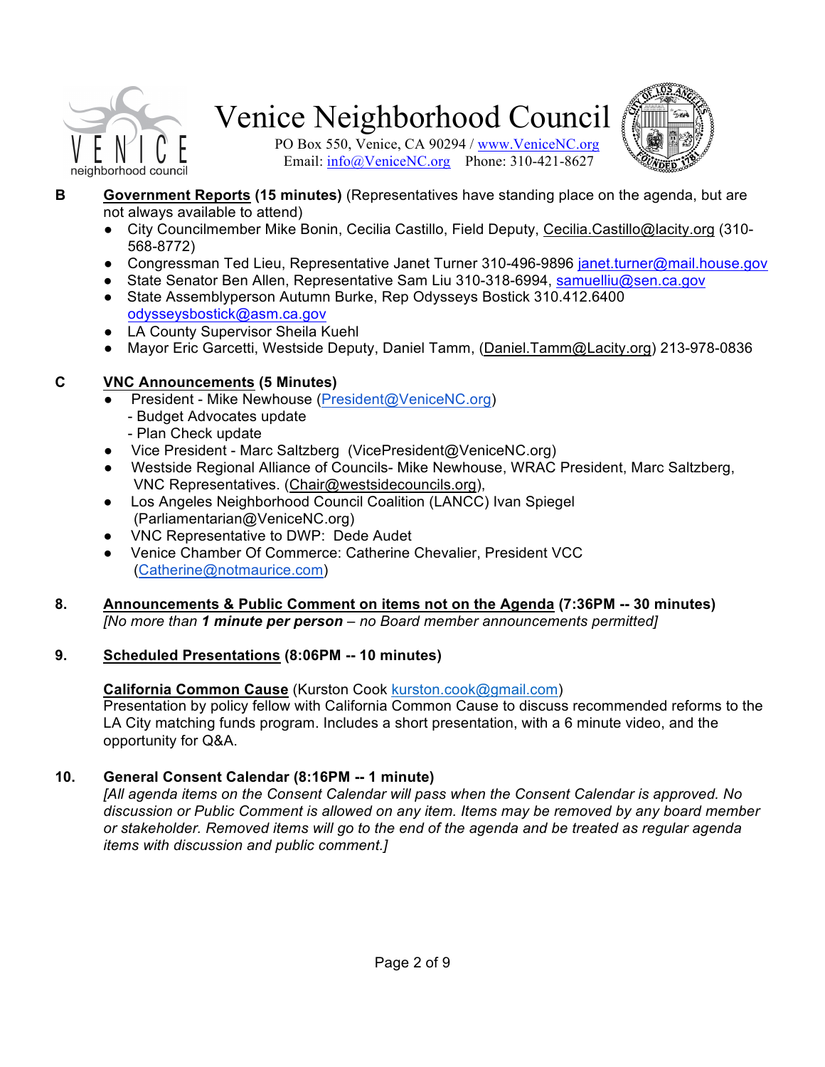**B** **Government Reports (15 minutes)** (Representatives have standing place on the agenda, but are not always available to attend)

- City Councilmember Mike Bonin, Cecilia Castillo, Field Deputy, Cecilia.Castillo@lacity.org (310-568-8772)
- Congressman Ted Lieu, Representative Janet Turner 310-496-9896 janet.turner@mail.house.gov
- State Senator Ben Allen, Representative Sam Liu 310-318-6994, samuelliu@sen.ca.gov
- State Assemblyperson Autumn Burke, Rep Odysseys Bostick 310.412.6400 odysseysbostick@asm.ca.gov
- LA County Supervisor Sheila Kuehl
- Mayor Eric Garcetti, Westside Deputy, Daniel Tamm, (Daniel.Tamm@Lacity.org) 213-978-0836

**C** **VNC Announcements (5 Minutes)**

- President - Mike Newhouse (President@VeniceNC.org)
  - Budget Advocates update
  - Plan Check update
- Vice President - Marc Saltzberg (VicePresident@VeniceNC.org)
- Westside Regional Alliance of Councils- Mike Newhouse, WRAC President, Marc Saltzberg, VNC Representatives. (Chair@westsidecouncils.org),
- Los Angeles Neighborhood Council Coalition (LANCC) Ivan Spiegel (Parliamentarian@VeniceNC.org)
- VNC Representative to DWP: Dede Audet
- Venice Chamber Of Commerce: Catherine Chevalier, President VCC (Catherine@notmaurice.com)

**8.** **Announcements & Public Comment on items not on the Agenda (7:36PM -- 30 minutes)**
*[No more than **1 minute per person** – no Board member announcements permitted]*

**9.** **Scheduled Presentations (8:06PM -- 10 minutes)**

**California Common Cause** (Kurston Cook kurston.cook@gmail.com)
Presentation by policy fellow with California Common Cause to discuss recommended reforms to the LA City matching funds program. Includes a short presentation, with a 6 minute video, and the opportunity for Q&A.

**10.** **General Consent Calendar (8:16PM -- 1 minute)**
*[All agenda items on the Consent Calendar will pass when the Consent Calendar is approved. No discussion or Public Comment is allowed on any item. Items may be removed by any board member or stakeholder. Removed items will go to the end of the agenda and be treated as regular agenda items with discussion and public comment.]*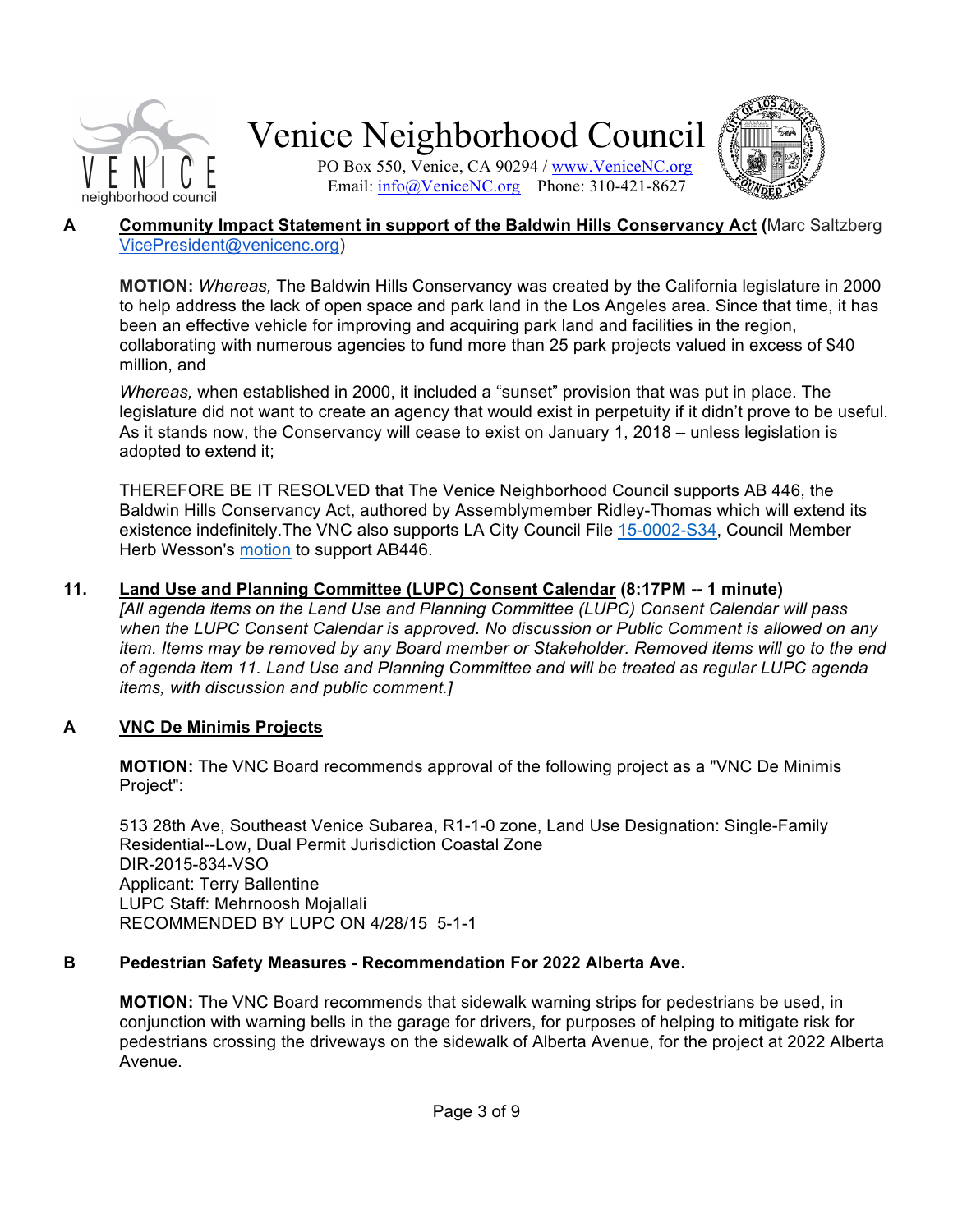**A** **Community Impact Statement in support of the Baldwin Hills Conservancy Act** (Marc Saltzberg VicePresident@venicenc.org)

**MOTION:** *Whereas,* The Baldwin Hills Conservancy was created by the California legislature in 2000 to help address the lack of open space and park land in the Los Angeles area. Since that time, it has been an effective vehicle for improving and acquiring park land and facilities in the region, collaborating with numerous agencies to fund more than 25 park projects valued in excess of $40 million, and

*Whereas,* when established in 2000, it included a "sunset" provision that was put in place. The legislature did not want to create an agency that would exist in perpetuity if it didn't prove to be useful. As it stands now, the Conservancy will cease to exist on January 1, 2018 – unless legislation is adopted to extend it;

THEREFORE BE IT RESOLVED that The Venice Neighborhood Council supports AB 446, the Baldwin Hills Conservancy Act, authored by Assemblymember Ridley-Thomas which will extend its existence indefinitely.The VNC also supports LA City Council File 15-0002-S34, Council Member Herb Wesson's motion to support AB446.

**11.** **Land Use and Planning Committee (LUPC) Consent Calendar (8:17PM -- 1 minute)**
*[All agenda items on the Land Use and Planning Committee (LUPC) Consent Calendar will pass when the LUPC Consent Calendar is approved. No discussion or Public Comment is allowed on any item. Items may be removed by any Board member or Stakeholder. Removed items will go to the end of agenda item 11. Land Use and Planning Committee and will be treated as regular LUPC agenda items, with discussion and public comment.]*

**A** **VNC De Minimis Projects**

**MOTION:** The VNC Board recommends approval of the following project as a "VNC De Minimis Project":

513 28th Ave, Southeast Venice Subarea, R1-1-0 zone, Land Use Designation: Single-Family Residential--Low, Dual Permit Jurisdiction Coastal Zone
DIR-2015-834-VSO
Applicant: Terry Ballentine
LUPC Staff: Mehrnoosh Mojallali
RECOMMENDED BY LUPC ON 4/28/15 5-1-1

**B** **Pedestrian Safety Measures - Recommendation For 2022 Alberta Ave.**

**MOTION:** The VNC Board recommends that sidewalk warning strips for pedestrians be used, in conjunction with warning bells in the garage for drivers, for purposes of helping to mitigate risk for pedestrians crossing the driveways on the sidewalk of Alberta Avenue, for the project at 2022 Alberta Avenue.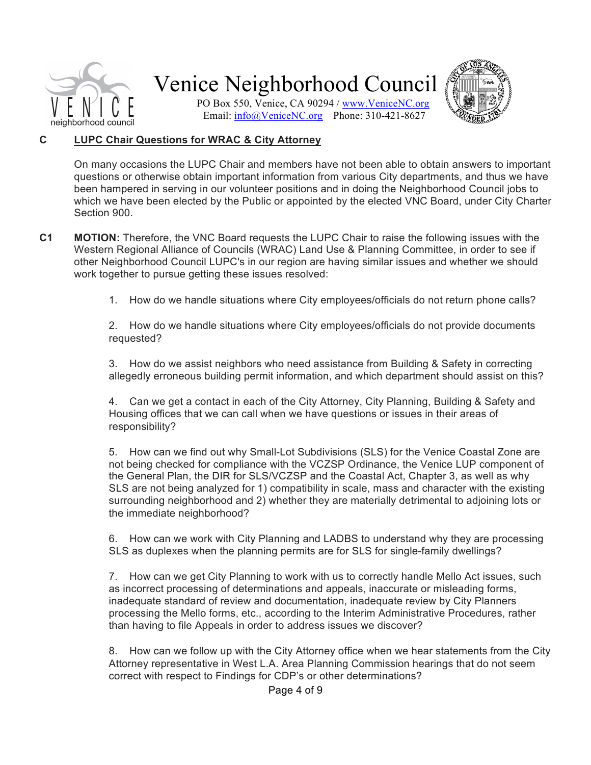# Venice Neighborhood Council

PO Box 550, Venice, CA 90294 / www.VeniceNC.org
Email: info@VeniceNC.org Phone: 310-421-8627

**C** **LUPC Chair Questions for WRAC & City Attorney**

On many occasions the LUPC Chair and members have not been able to obtain answers to important questions or otherwise obtain important information from various City departments, and thus we have been hampered in serving in our volunteer positions and in doing the Neighborhood Council jobs to which we have been elected by the Public or appointed by the elected VNC Board, under City Charter Section 900.

**C1** **MOTION:** Therefore, the VNC Board requests the LUPC Chair to raise the following issues with the Western Regional Alliance of Councils (WRAC) Land Use & Planning Committee, in order to see if other Neighborhood Council LUPC's in our region are having similar issues and whether we should work together to pursue getting these issues resolved:

1. How do we handle situations where City employees/officials do not return phone calls?

2. How do we handle situations where City employees/officials do not provide documents requested?

3. How do we assist neighbors who need assistance from Building & Safety in correcting allegedly erroneous building permit information, and which department should assist on this?

4. Can we get a contact in each of the City Attorney, City Planning, Building & Safety and Housing offices that we can call when we have questions or issues in their areas of responsibility?

5. How can we find out why Small-Lot Subdivisions (SLS) for the Venice Coastal Zone are not being checked for compliance with the VCZSP Ordinance, the Venice LUP component of the General Plan, the DIR for SLS/VCZSP and the Coastal Act, Chapter 3, as well as why SLS are not being analyzed for 1) compatibility in scale, mass and character with the existing surrounding neighborhood and 2) whether they are materially detrimental to adjoining lots or the immediate neighborhood?

6. How can we work with City Planning and LADBS to understand why they are processing SLS as duplexes when the planning permits are for SLS for single-family dwellings?

7. How can we get City Planning to work with us to correctly handle Mello Act issues, such as incorrect processing of determinations and appeals, inaccurate or misleading forms, inadequate standard of review and documentation, inadequate review by City Planners processing the Mello forms, etc., according to the Interim Administrative Procedures, rather than having to file Appeals in order to address issues we discover?

8. How can we follow up with the City Attorney office when we hear statements from the City Attorney representative in West L.A. Area Planning Commission hearings that do not seem correct with respect to Findings for CDP's or other determinations?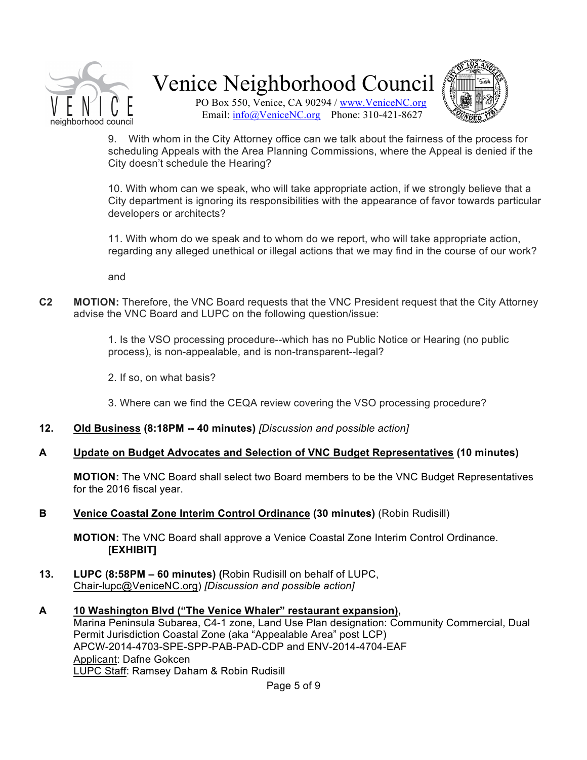9. With whom in the City Attorney office can we talk about the fairness of the process for scheduling Appeals with the Area Planning Commissions, where the Appeal is denied if the City doesn't schedule the Hearing?

10. With whom can we speak, who will take appropriate action, if we strongly believe that a City department is ignoring its responsibilities with the appearance of favor towards particular developers or architects?

11. With whom do we speak and to whom do we report, who will take appropriate action, regarding any alleged unethical or illegal actions that we may find in the course of our work?

and

**C2** **MOTION:** Therefore, the VNC Board requests that the VNC President request that the City Attorney advise the VNC Board and LUPC on the following question/issue:

1. Is the VSO processing procedure--which has no Public Notice or Hearing (no public process), is non-appealable, and is non-transparent--legal?

2. If so, on what basis?

3. Where can we find the CEQA review covering the VSO processing procedure?

**12.** **<u>Old Business</u> (8:18PM -- 40 minutes)** *[Discussion and possible action]*

**A** **<u>Update on Budget Advocates and Selection of VNC Budget Representatives</u> (10 minutes)**

**MOTION:** The VNC Board shall select two Board members to be the VNC Budget Representatives for the 2016 fiscal year.

**B** **<u>Venice Coastal Zone Interim Control Ordinance</u> (30 minutes)** (Robin Rudisill)

**MOTION:** The VNC Board shall approve a Venice Coastal Zone Interim Control Ordinance. **[EXHIBIT]**

**13.** **LUPC (8:58PM – 60 minutes) (**Robin Rudisill on behalf of LUPC, <u>Chair-lupc@VeniceNC.org</u>) *[Discussion and possible action]*

**A** **<u>10 Washington Blvd ("The Venice Whaler" restaurant expansion)</u>,**
Marina Peninsula Subarea, C4-1 zone, Land Use Plan designation: Community Commercial, Dual Permit Jurisdiction Coastal Zone (aka "Appealable Area" post LCP)
APCW-2014-4703-SPE-SPP-PAB-PAD-CDP and ENV-2014-4704-EAF
<u>Applicant</u>: Dafne Gokcen
<u>LUPC Staff</u>: Ramsey Daham & Robin Rudisill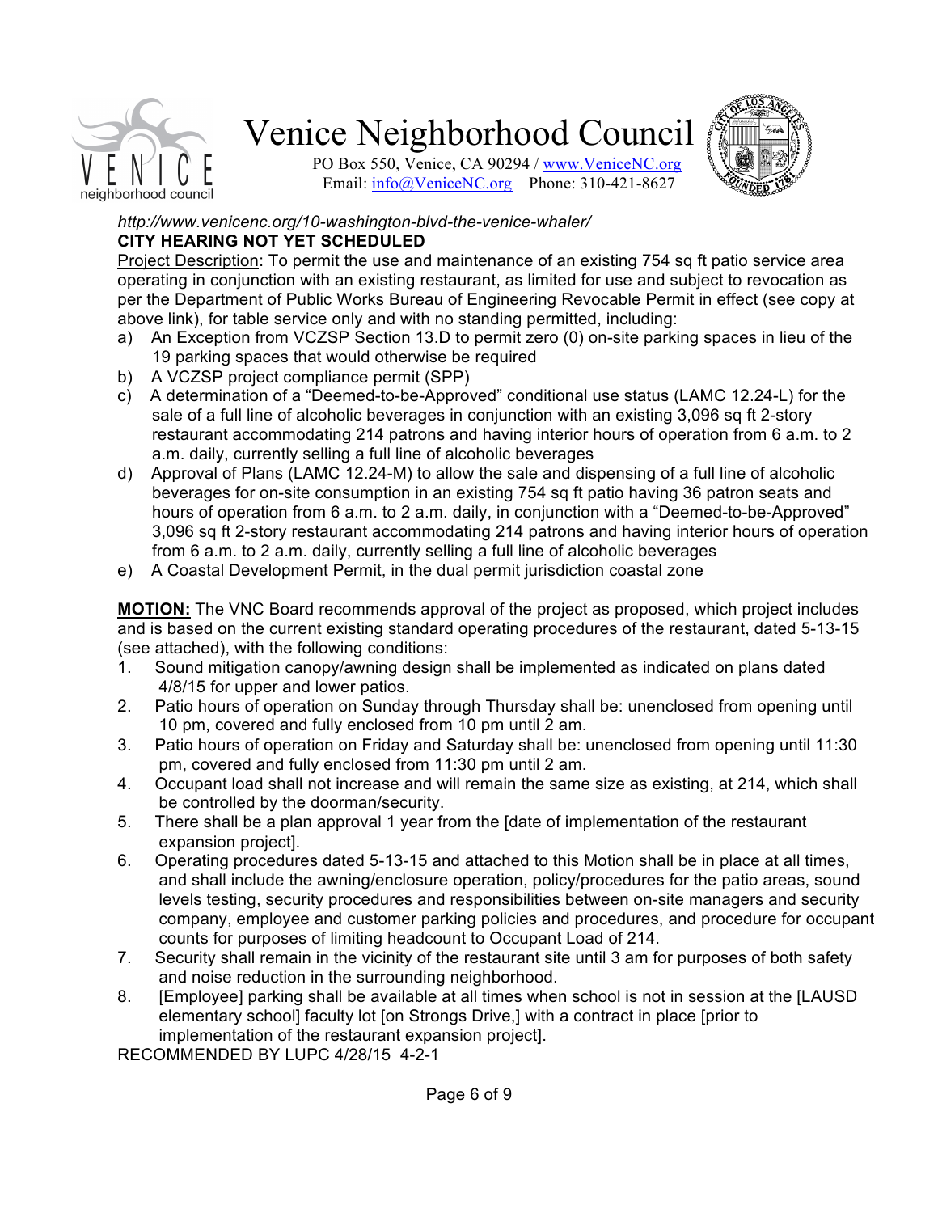*http://www.venicenc.org/10-washington-blvd-the-venice-whaler/*
**CITY HEARING NOT YET SCHEDULED**

Project Description: To permit the use and maintenance of an existing 754 sq ft patio service area operating in conjunction with an existing restaurant, as limited for use and subject to revocation as per the Department of Public Works Bureau of Engineering Revocable Permit in effect (see copy at above link), for table service only and with no standing permitted, including:

a) An Exception from VCZSP Section 13.D to permit zero (0) on-site parking spaces in lieu of the 19 parking spaces that would otherwise be required
b) A VCZSP project compliance permit (SPP)
c) A determination of a "Deemed-to-be-Approved" conditional use status (LAMC 12.24-L) for the sale of a full line of alcoholic beverages in conjunction with an existing 3,096 sq ft 2-story restaurant accommodating 214 patrons and having interior hours of operation from 6 a.m. to 2 a.m. daily, currently selling a full line of alcoholic beverages
d) Approval of Plans (LAMC 12.24-M) to allow the sale and dispensing of a full line of alcoholic beverages for on-site consumption in an existing 754 sq ft patio having 36 patron seats and hours of operation from 6 a.m. to 2 a.m. daily, in conjunction with a "Deemed-to-be-Approved" 3,096 sq ft 2-story restaurant accommodating 214 patrons and having interior hours of operation from 6 a.m. to 2 a.m. daily, currently selling a full line of alcoholic beverages
e) A Coastal Development Permit, in the dual permit jurisdiction coastal zone

**MOTION:** The VNC Board recommends approval of the project as proposed, which project includes and is based on the current existing standard operating procedures of the restaurant, dated 5-13-15 (see attached), with the following conditions:

1. Sound mitigation canopy/awning design shall be implemented as indicated on plans dated 4/8/15 for upper and lower patios.
2. Patio hours of operation on Sunday through Thursday shall be: unenclosed from opening until 10 pm, covered and fully enclosed from 10 pm until 2 am.
3. Patio hours of operation on Friday and Saturday shall be: unenclosed from opening until 11:30 pm, covered and fully enclosed from 11:30 pm until 2 am.
4. Occupant load shall not increase and will remain the same size as existing, at 214, which shall be controlled by the doorman/security.
5. There shall be a plan approval 1 year from the [date of implementation of the restaurant expansion project].
6. Operating procedures dated 5-13-15 and attached to this Motion shall be in place at all times, and shall include the awning/enclosure operation, policy/procedures for the patio areas, sound levels testing, security procedures and responsibilities between on-site managers and security company, employee and customer parking policies and procedures, and procedure for occupant counts for purposes of limiting headcount to Occupant Load of 214.
7. Security shall remain in the vicinity of the restaurant site until 3 am for purposes of both safety and noise reduction in the surrounding neighborhood.
8. [Employee] parking shall be available at all times when school is not in session at the [LAUSD elementary school] faculty lot [on Strongs Drive,] with a contract in place [prior to implementation of the restaurant expansion project].

RECOMMENDED BY LUPC 4/28/15 4-2-1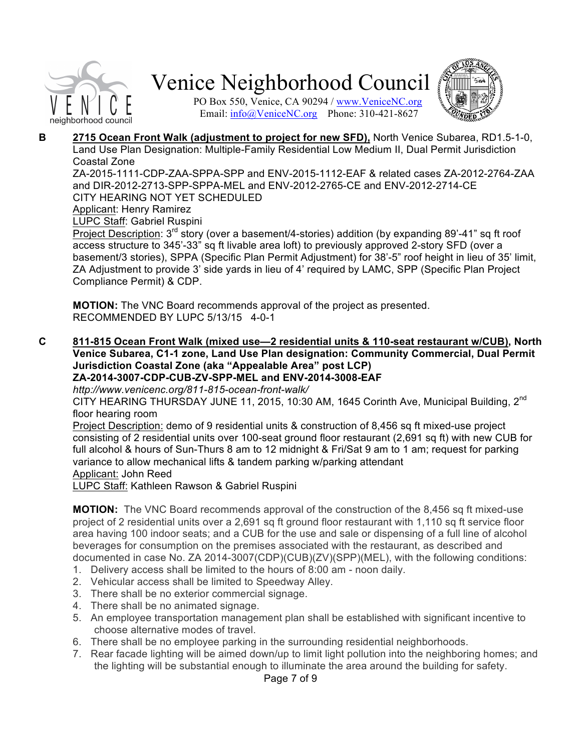# Venice Neighborhood Council

PO Box 550, Venice, CA 90294 / www.VeniceNC.org
Email: info@VeniceNC.org Phone: 310-421-8627

**B** **2715 Ocean Front Walk (adjustment to project for new SFD),** North Venice Subarea, RD1.5-1-0, Land Use Plan Designation: Multiple-Family Residential Low Medium II, Dual Permit Jurisdiction Coastal Zone

ZA-2015-1111-CDP-ZAA-SPPA-SPP and ENV-2015-1112-EAF & related cases ZA-2012-2764-ZAA and DIR-2012-2713-SPP-SPPA-MEL and ENV-2012-2765-CE and ENV-2012-2714-CE

CITY HEARING NOT YET SCHEDULED

Applicant: Henry Ramirez

LUPC Staff: Gabriel Ruspini

Project Description: 3rd story (over a basement/4-stories) addition (by expanding 89'-41" sq ft roof access structure to 345'-33" sq ft livable area loft) to previously approved 2-story SFD (over a basement/3 stories), SPPA (Specific Plan Permit Adjustment) for 38'-5" roof height in lieu of 35' limit, ZA Adjustment to provide 3' side yards in lieu of 4' required by LAMC, SPP (Specific Plan Project Compliance Permit) & CDP.

**MOTION:** The VNC Board recommends approval of the project as presented.
RECOMMENDED BY LUPC 5/13/15 4-0-1

**C** **811-815 Ocean Front Walk (mixed use—2 residential units & 110-seat restaurant w/CUB), North Venice Subarea, C1-1 zone, Land Use Plan designation: Community Commercial, Dual Permit Jurisdiction Coastal Zone (aka "Appealable Area" post LCP)**
**ZA-2014-3007-CDP-CUB-ZV-SPP-MEL and ENV-2014-3008-EAF**

*http://www.venicenc.org/811-815-ocean-front-walk/*

CITY HEARING THURSDAY JUNE 11, 2015, 10:30 AM, 1645 Corinth Ave, Municipal Building, 2nd floor hearing room

Project Description: demo of 9 residential units & construction of 8,456 sq ft mixed-use project consisting of 2 residential units over 100-seat ground floor restaurant (2,691 sq ft) with new CUB for full alcohol & hours of Sun-Thurs 8 am to 12 midnight & Fri/Sat 9 am to 1 am; request for parking variance to allow mechanical lifts & tandem parking w/parking attendant

Applicant: John Reed

LUPC Staff: Kathleen Rawson & Gabriel Ruspini

**MOTION:** The VNC Board recommends approval of the construction of the 8,456 sq ft mixed-use project of 2 residential units over a 2,691 sq ft ground floor restaurant with 1,110 sq ft service floor area having 100 indoor seats; and a CUB for the use and sale or dispensing of a full line of alcohol beverages for consumption on the premises associated with the restaurant, as described and documented in case No. ZA 2014-3007(CDP)(CUB)(ZV)(SPP)(MEL), with the following conditions:

1. Delivery access shall be limited to the hours of 8:00 am - noon daily.
2. Vehicular access shall be limited to Speedway Alley.
3. There shall be no exterior commercial signage.
4. There shall be no animated signage.
5. An employee transportation management plan shall be established with significant incentive to choose alternative modes of travel.
6. There shall be no employee parking in the surrounding residential neighborhoods.
7. Rear facade lighting will be aimed down/up to limit light pollution into the neighboring homes; and the lighting will be substantial enough to illuminate the area around the building for safety.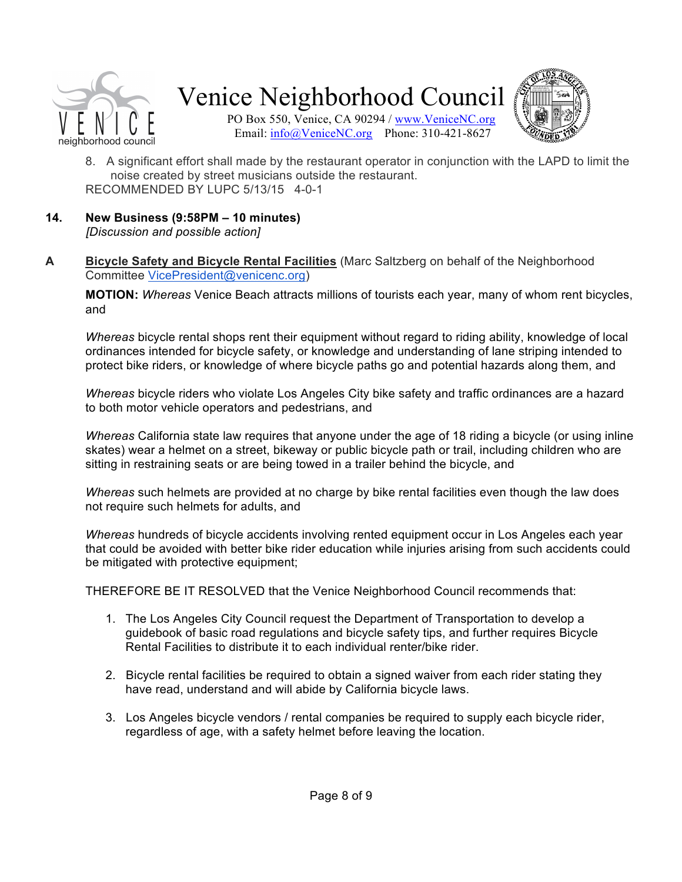8. A significant effort shall made by the restaurant operator in conjunction with the LAPD to limit the noise created by street musicians outside the restaurant.

RECOMMENDED BY LUPC 5/13/15 4-0-1

## 14. New Business (9:58PM – 10 minutes)

*[Discussion and possible action]*

### A Bicycle Safety and Bicycle Rental Facilities

(Marc Saltzberg on behalf of the Neighborhood Committee VicePresident@venicenc.org)

**MOTION:** *Whereas* Venice Beach attracts millions of tourists each year, many of whom rent bicycles, and

*Whereas* bicycle rental shops rent their equipment without regard to riding ability, knowledge of local ordinances intended for bicycle safety, or knowledge and understanding of lane striping intended to protect bike riders, or knowledge of where bicycle paths go and potential hazards along them, and

*Whereas* bicycle riders who violate Los Angeles City bike safety and traffic ordinances are a hazard to both motor vehicle operators and pedestrians, and

*Whereas* California state law requires that anyone under the age of 18 riding a bicycle (or using inline skates) wear a helmet on a street, bikeway or public bicycle path or trail, including children who are sitting in restraining seats or are being towed in a trailer behind the bicycle, and

*Whereas* such helmets are provided at no charge by bike rental facilities even though the law does not require such helmets for adults, and

*Whereas* hundreds of bicycle accidents involving rented equipment occur in Los Angeles each year that could be avoided with better bike rider education while injuries arising from such accidents could be mitigated with protective equipment;

THEREFORE BE IT RESOLVED that the Venice Neighborhood Council recommends that:

1. The Los Angeles City Council request the Department of Transportation to develop a guidebook of basic road regulations and bicycle safety tips, and further requires Bicycle Rental Facilities to distribute it to each individual renter/bike rider.

2. Bicycle rental facilities be required to obtain a signed waiver from each rider stating they have read, understand and will abide by California bicycle laws.

3. Los Angeles bicycle vendors / rental companies be required to supply each bicycle rider, regardless of age, with a safety helmet before leaving the location.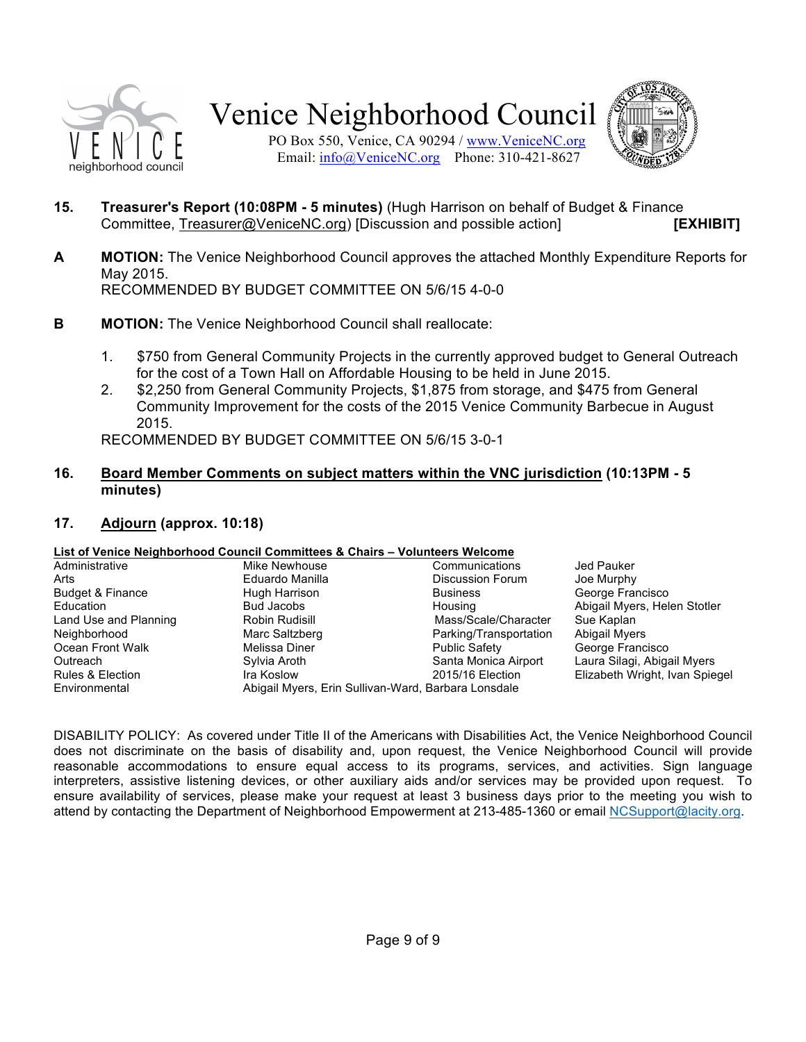# Venice Neighborhood Council

PO Box 550, Venice, CA 90294 / www.VeniceNC.org
Email: info@VeniceNC.org Phone: 310-421-8627

**15. Treasurer's Report (10:08PM - 5 minutes)** (Hugh Harrison on behalf of Budget & Finance Committee, Treasurer@VeniceNC.org) [Discussion and possible action] **[EXHIBIT]**

**A** **MOTION:** The Venice Neighborhood Council approves the attached Monthly Expenditure Reports for May 2015.
RECOMMENDED BY BUDGET COMMITTEE ON 5/6/15 4-0-0

**B** **MOTION:** The Venice Neighborhood Council shall reallocate:

1. $750 from General Community Projects in the currently approved budget to General Outreach for the cost of a Town Hall on Affordable Housing to be held in June 2015.
2. $2,250 from General Community Projects, $1,875 from storage, and $475 from General Community Improvement for the costs of the 2015 Venice Community Barbecue in August 2015.

RECOMMENDED BY BUDGET COMMITTEE ON 5/6/15 3-0-1

**16. Board Member Comments on subject matters within the VNC jurisdiction (10:13PM - 5 minutes)**

**17. Adjourn (approx. 10:18)**

**List of Venice Neighborhood Council Committees & Chairs – Volunteers Welcome**

| | | | |
|---|---|---|---|
| Administrative | Mike Newhouse | Communications | Jed Pauker |
| Arts | Eduardo Manilla | Discussion Forum | Joe Murphy |
| Budget & Finance | Hugh Harrison | Business | George Francisco |
| Education | Bud Jacobs | Housing | Abigail Myers, Helen Stotler |
| Land Use and Planning | Robin Rudisill | Mass/Scale/Character | Sue Kaplan |
| Neighborhood | Marc Saltzberg | Parking/Transportation | Abigail Myers |
| Ocean Front Walk | Melissa Diner | Public Safety | George Francisco |
| Outreach | Sylvia Aroth | Santa Monica Airport | Laura Silagi, Abigail Myers |
| Rules & Election | Ira Koslow | 2015/16 Election | Elizabeth Wright, Ivan Spiegel |
| Environmental | Abigail Myers, Erin Sullivan-Ward, Barbara Lonsdale | | |

DISABILITY POLICY: As covered under Title II of the Americans with Disabilities Act, the Venice Neighborhood Council does not discriminate on the basis of disability and, upon request, the Venice Neighborhood Council will provide reasonable accommodations to ensure equal access to its programs, services, and activities. Sign language interpreters, assistive listening devices, or other auxiliary aids and/or services may be provided upon request. To ensure availability of services, please make your request at least 3 business days prior to the meeting you wish to attend by contacting the Department of Neighborhood Empowerment at 213-485-1360 or email NCSupport@lacity.org.